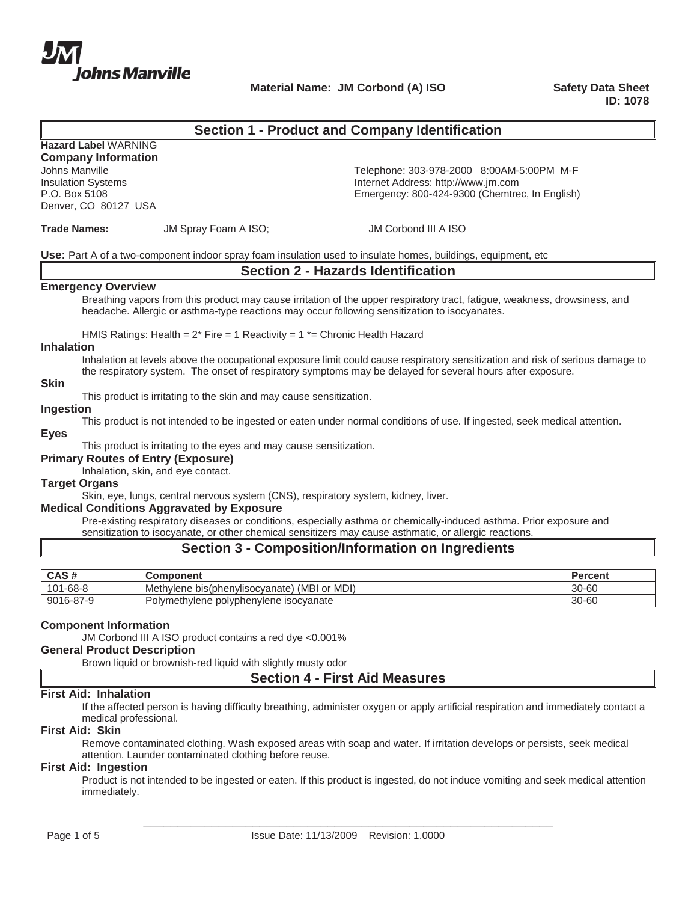**Johns Manville**

**Material Name: JM Corbond (A) ISO**

**Safety Data Sheet**
**ID: 1078**

## Section 1 - Product and Company Identification

**Hazard Label** WARNING

**Company Information**

Johns Manville
Insulation Systems
P.O. Box 5108
Denver, CO 80127 USA

Telephone: 303-978-2000 8:00AM-5:00PM M-F
Internet Address: http://www.jm.com
Emergency: 800-424-9300 (Chemtrec, In English)

**Trade Names:** JM Spray Foam A ISO; JM Corbond III A ISO

**Use:** Part A of a two-component indoor spray foam insulation used to insulate homes, buildings, equipment, etc

## Section 2 - Hazards Identification

### Emergency Overview

Breathing vapors from this product may cause irritation of the upper respiratory tract, fatigue, weakness, drowsiness, and headache. Allergic or asthma-type reactions may occur following sensitization to isocyanates.

HMIS Ratings: Health = 2* Fire = 1 Reactivity = 1 *= Chronic Health Hazard

### Inhalation

Inhalation at levels above the occupational exposure limit could cause respiratory sensitization and risk of serious damage to the respiratory system. The onset of respiratory symptoms may be delayed for several hours after exposure.

### Skin

This product is irritating to the skin and may cause sensitization.

### Ingestion

This product is not intended to be ingested or eaten under normal conditions of use. If ingested, seek medical attention.

### Eyes

This product is irritating to the eyes and may cause sensitization.

### Primary Routes of Entry (Exposure)

Inhalation, skin, and eye contact.

### Target Organs

Skin, eye, lungs, central nervous system (CNS), respiratory system, kidney, liver.

### Medical Conditions Aggravated by Exposure

Pre-existing respiratory diseases or conditions, especially asthma or chemically-induced asthma. Prior exposure and sensitization to isocyanate, or other chemical sensitizers may cause asthmatic, or allergic reactions.

## Section 3 - Composition/Information on Ingredients

| CAS # | Component | Percent |
|---|---|---|
| 101-68-8 | Methylene bis(phenylisocyanate) (MBI or MDI) | 30-60 |
| 9016-87-9 | Polymethylene polyphenylene isocyanate | 30-60 |

### Component Information

JM Corbond III A ISO product contains a red dye <0.001%

### General Product Description

Brown liquid or brownish-red liquid with slightly musty odor

## Section 4 - First Aid Measures

### First Aid: Inhalation

If the affected person is having difficulty breathing, administer oxygen or apply artificial respiration and immediately contact a medical professional.

### First Aid: Skin

Remove contaminated clothing. Wash exposed areas with soap and water. If irritation develops or persists, seek medical attention. Launder contaminated clothing before reuse.

### First Aid: Ingestion

Product is not intended to be ingested or eaten. If this product is ingested, do not induce vomiting and seek medical attention immediately.

Issue Date: 11/13/2009 Revision: 1.0000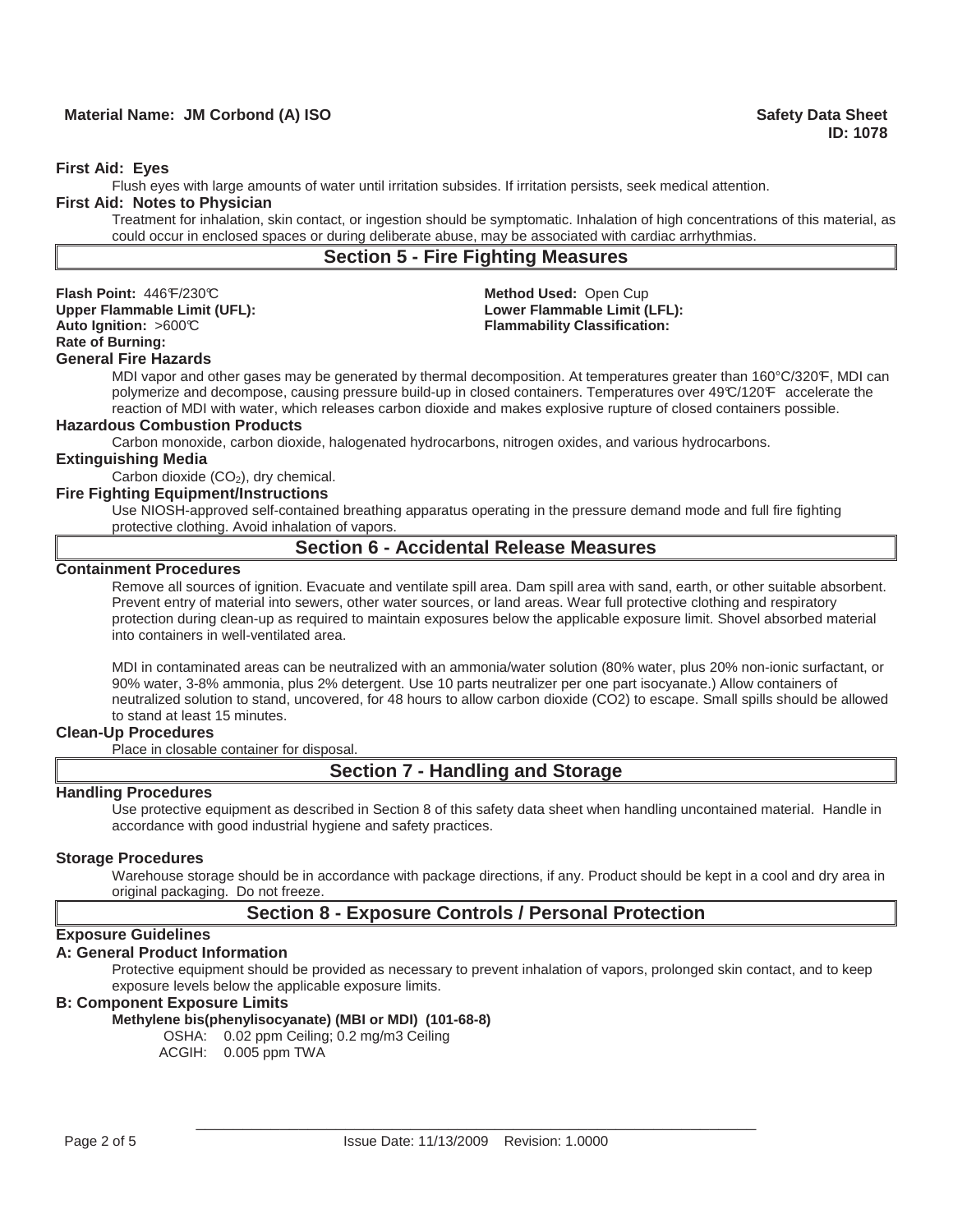**First Aid: Eyes**

Flush eyes with large amounts of water until irritation subsides. If irritation persists, seek medical attention.

**First Aid: Notes to Physician**

Treatment for inhalation, skin contact, or ingestion should be symptomatic. Inhalation of high concentrations of this material, as could occur in enclosed spaces or during deliberate abuse, may be associated with cardiac arrhythmias.

## Section 5 - Fire Fighting Measures

**Flash Point:** 446℉/230℃

**Method Used:** Open Cup

**Upper Flammable Limit (UFL):**

**Lower Flammable Limit (LFL):**

**Auto Ignition:** >600℃

**Flammability Classification:**

**Rate of Burning:**

**General Fire Hazards**

MDI vapor and other gases may be generated by thermal decomposition. At temperatures greater than 160°C/320℉, MDI can polymerize and decompose, causing pressure build-up in closed containers. Temperatures over 49℃/120℉ accelerate the reaction of MDI with water, which releases carbon dioxide and makes explosive rupture of closed containers possible.

**Hazardous Combustion Products**

Carbon monoxide, carbon dioxide, halogenated hydrocarbons, nitrogen oxides, and various hydrocarbons.

**Extinguishing Media**

Carbon dioxide ($CO_2$), dry chemical.

**Fire Fighting Equipment/Instructions**

Use NIOSH-approved self-contained breathing apparatus operating in the pressure demand mode and full fire fighting protective clothing. Avoid inhalation of vapors.

## Section 6 - Accidental Release Measures

**Containment Procedures**

Remove all sources of ignition. Evacuate and ventilate spill area. Dam spill area with sand, earth, or other suitable absorbent. Prevent entry of material into sewers, other water sources, or land areas. Wear full protective clothing and respiratory protection during clean-up as required to maintain exposures below the applicable exposure limit. Shovel absorbed material into containers in well-ventilated area.

MDI in contaminated areas can be neutralized with an ammonia/water solution (80% water, plus 20% non-ionic surfactant, or 90% water, 3-8% ammonia, plus 2% detergent. Use 10 parts neutralizer per one part isocyanate.) Allow containers of neutralized solution to stand, uncovered, for 48 hours to allow carbon dioxide (CO2) to escape. Small spills should be allowed to stand at least 15 minutes.

**Clean-Up Procedures**

Place in closable container for disposal.

## Section 7 - Handling and Storage

**Handling Procedures**

Use protective equipment as described in Section 8 of this safety data sheet when handling uncontained material. Handle in accordance with good industrial hygiene and safety practices.

**Storage Procedures**

Warehouse storage should be in accordance with package directions, if any. Product should be kept in a cool and dry area in original packaging. Do not freeze.

## Section 8 - Exposure Controls / Personal Protection

**Exposure Guidelines**

**A: General Product Information**

Protective equipment should be provided as necessary to prevent inhalation of vapors, prolonged skin contact, and to keep exposure levels below the applicable exposure limits.

**B: Component Exposure Limits**

**Methylene bis(phenylisocyanate) (MBI or MDI) (101-68-8)**

OSHA: 0.02 ppm Ceiling; 0.2 mg/m3 Ceiling

ACGIH: 0.005 ppm TWA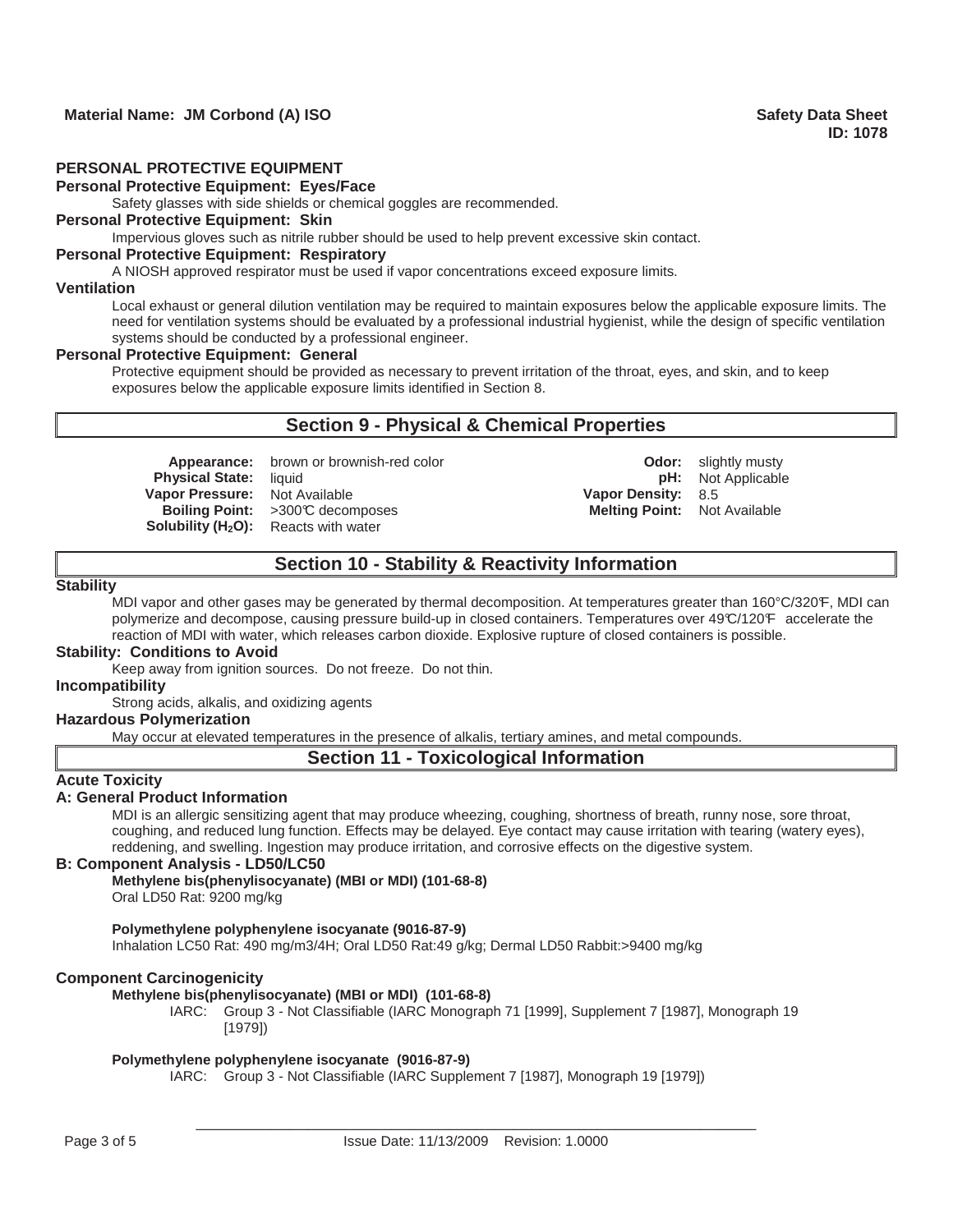## PERSONAL PROTECTIVE EQUIPMENT

**Personal Protective Equipment: Eyes/Face**

Safety glasses with side shields or chemical goggles are recommended.

**Personal Protective Equipment: Skin**

Impervious gloves such as nitrile rubber should be used to help prevent excessive skin contact.

**Personal Protective Equipment: Respiratory**

A NIOSH approved respirator must be used if vapor concentrations exceed exposure limits.

**Ventilation**

Local exhaust or general dilution ventilation may be required to maintain exposures below the applicable exposure limits. The need for ventilation systems should be evaluated by a professional industrial hygienist, while the design of specific ventilation systems should be conducted by a professional engineer.

**Personal Protective Equipment: General**

Protective equipment should be provided as necessary to prevent irritation of the throat, eyes, and skin, and to keep exposures below the applicable exposure limits identified in Section 8.

## Section 9 - Physical & Chemical Properties

| | | | |
|---|---|---|---|
| **Appearance:** | brown or brownish-red color | **Odor:** | slightly musty |
| **Physical State:** | liquid | **pH:** | Not Applicable |
| **Vapor Pressure:** | Not Available | **Vapor Density:** | 8.5 |
| **Boiling Point:** | >300℃ decomposes | **Melting Point:** | Not Available |
| **Solubility ($H_2O$):** | Reacts with water | | |

## Section 10 - Stability & Reactivity Information

**Stability**

MDI vapor and other gases may be generated by thermal decomposition. At temperatures greater than 160°C/320℉, MDI can polymerize and decompose, causing pressure build-up in closed containers. Temperatures over 49℃/120℉ accelerate the reaction of MDI with water, which releases carbon dioxide. Explosive rupture of closed containers is possible.

**Stability: Conditions to Avoid**

Keep away from ignition sources. Do not freeze. Do not thin.

**Incompatibility**

Strong acids, alkalis, and oxidizing agents

**Hazardous Polymerization**

May occur at elevated temperatures in the presence of alkalis, tertiary amines, and metal compounds.

## Section 11 - Toxicological Information

**Acute Toxicity**

**A: General Product Information**

MDI is an allergic sensitizing agent that may produce wheezing, coughing, shortness of breath, runny nose, sore throat, coughing, and reduced lung function. Effects may be delayed. Eye contact may cause irritation with tearing (watery eyes), reddening, and swelling. Ingestion may produce irritation, and corrosive effects on the digestive system.

**B: Component Analysis - LD50/LC50**

**Methylene bis(phenylisocyanate) (MBI or MDI) (101-68-8)**

Oral LD50 Rat: 9200 mg/kg

**Polymethylene polyphenylene isocyanate (9016-87-9)**

Inhalation LC50 Rat: 490 mg/m3/4H; Oral LD50 Rat:49 g/kg; Dermal LD50 Rabbit:>9400 mg/kg

**Component Carcinogenicity**

**Methylene bis(phenylisocyanate) (MBI or MDI) (101-68-8)**

IARC: Group 3 - Not Classifiable (IARC Monograph 71 [1999], Supplement 7 [1987], Monograph 19 [1979])

**Polymethylene polyphenylene isocyanate (9016-87-9)**

IARC: Group 3 - Not Classifiable (IARC Supplement 7 [1987], Monograph 19 [1979])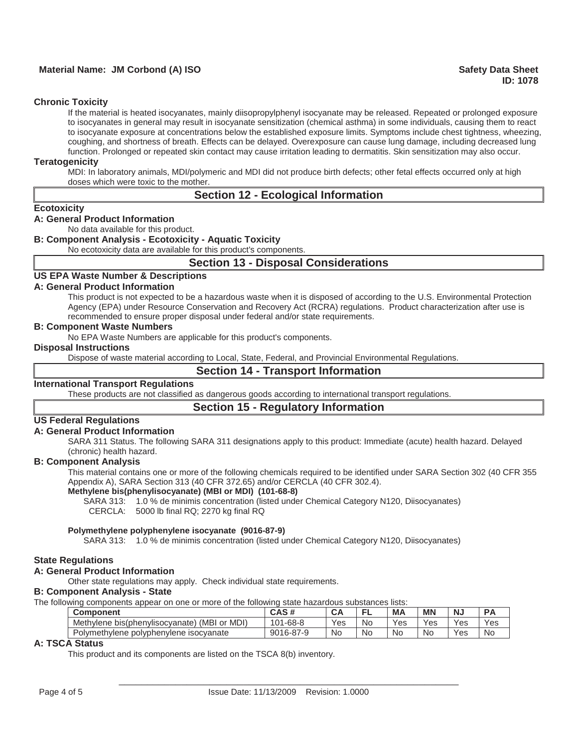### Chronic Toxicity

If the material is heated isocyanates, mainly diisopropylphenyl isocyanate may be released. Repeated or prolonged exposure to isocyanates in general may result in isocyanate sensitization (chemical asthma) in some individuals, causing them to react to isocyanate exposure at concentrations below the established exposure limits. Symptoms include chest tightness, wheezing, coughing, and shortness of breath. Effects can be delayed. Overexposure can cause lung damage, including decreased lung function. Prolonged or repeated skin contact may cause irritation leading to dermatitis. Skin sensitization may also occur.

### Teratogenicity

MDI: In laboratory animals, MDI/polymeric and MDI did not produce birth defects; other fetal effects occurred only at high doses which were toxic to the mother.

## Section 12 - Ecological Information

### Ecotoxicity

#### A: General Product Information

No data available for this product.

#### B: Component Analysis - Ecotoxicity - Aquatic Toxicity

No ecotoxicity data are available for this product's components.

## Section 13 - Disposal Considerations

### US EPA Waste Number & Descriptions

#### A: General Product Information

This product is not expected to be a hazardous waste when it is disposed of according to the U.S. Environmental Protection Agency (EPA) under Resource Conservation and Recovery Act (RCRA) regulations. Product characterization after use is recommended to ensure proper disposal under federal and/or state requirements.

#### B: Component Waste Numbers

No EPA Waste Numbers are applicable for this product's components.

### Disposal Instructions

Dispose of waste material according to Local, State, Federal, and Provincial Environmental Regulations.

## Section 14 - Transport Information

### International Transport Regulations

These products are not classified as dangerous goods according to international transport regulations.

## Section 15 - Regulatory Information

### US Federal Regulations

#### A: General Product Information

SARA 311 Status. The following SARA 311 designations apply to this product: Immediate (acute) health hazard. Delayed (chronic) health hazard.

#### B: Component Analysis

This material contains one or more of the following chemicals required to be identified under SARA Section 302 (40 CFR 355 Appendix A), SARA Section 313 (40 CFR 372.65) and/or CERCLA (40 CFR 302.4).

**Methylene bis(phenylisocyanate) (MBI or MDI) (101-68-8)**

SARA 313: 1.0 % de minimis concentration (listed under Chemical Category N120, Diisocyanates)
CERCLA: 5000 lb final RQ; 2270 kg final RQ

**Polymethylene polyphenylene isocyanate (9016-87-9)**

SARA 313: 1.0 % de minimis concentration (listed under Chemical Category N120, Diisocyanates)

### State Regulations

#### A: General Product Information

Other state regulations may apply. Check individual state requirements.

#### B: Component Analysis - State

The following components appear on one or more of the following state hazardous substances lists:

| Component | CAS # | CA | FL | MA | MN | NJ | PA |
|---|---|---|---|---|---|---|---|
| Methylene bis(phenylisocyanate) (MBI or MDI) | 101-68-8 | Yes | No | Yes | Yes | Yes | Yes |
| Polymethylene polyphenylene isocyanate | 9016-87-9 | No | No | No | No | Yes | No |

#### A: TSCA Status

This product and its components are listed on the TSCA 8(b) inventory.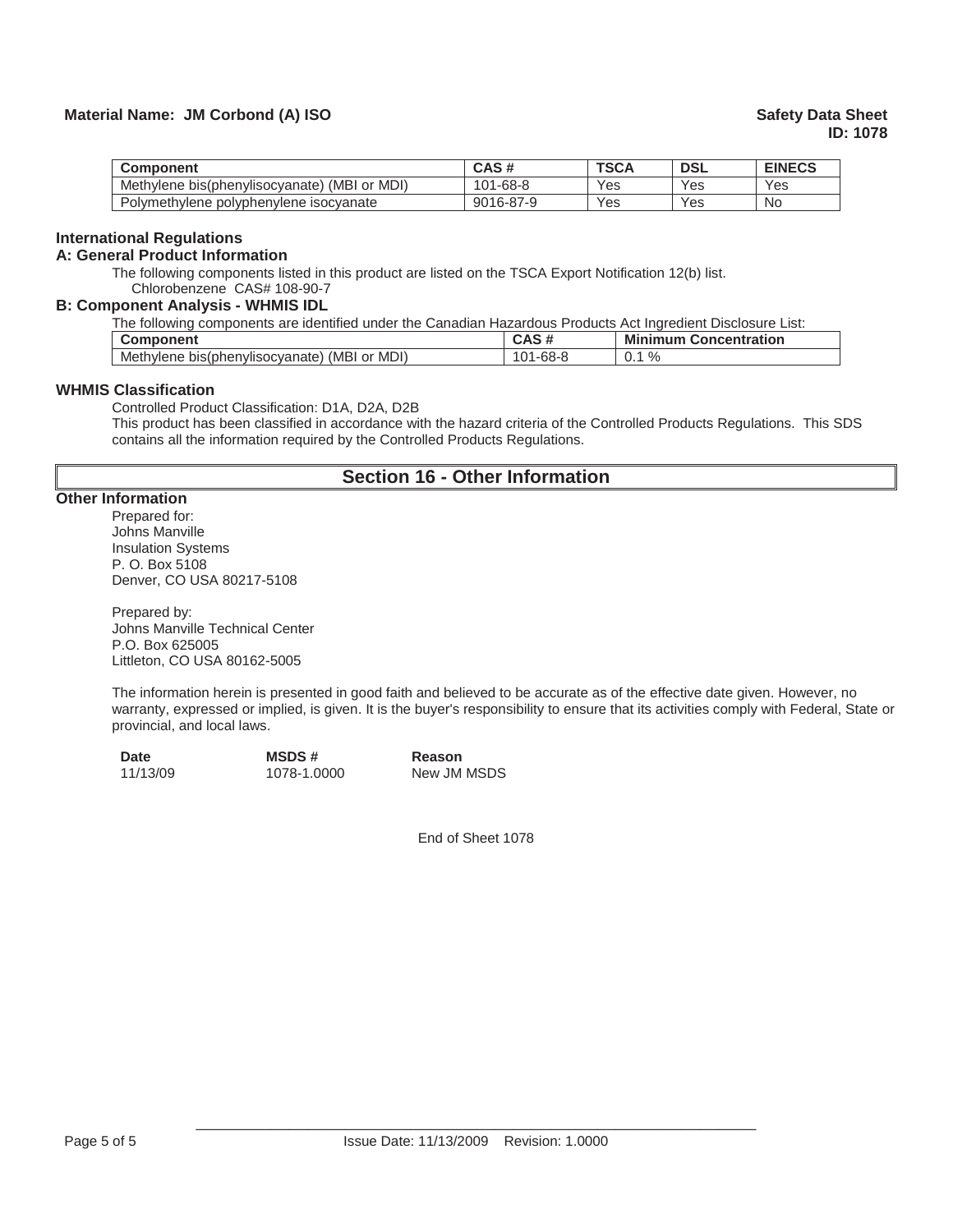| Component | CAS # | TSCA | DSL | EINECS |
|---|---|---|---|---|
| Methylene bis(phenylisocyanate) (MBI or MDI) | 101-68-8 | Yes | Yes | Yes |
| Polymethylene polyphenylene isocyanate | 9016-87-9 | Yes | Yes | No |

### International Regulations

#### A: General Product Information

The following components listed in this product are listed on the TSCA Export Notification 12(b) list.
Chlorobenzene CAS# 108-90-7

#### B: Component Analysis - WHMIS IDL

The following components are identified under the Canadian Hazardous Products Act Ingredient Disclosure List:

| Component | CAS # | Minimum Concentration |
|---|---|---|
| Methylene bis(phenylisocyanate) (MBI or MDI) | 101-68-8 | 0.1 % |

### WHMIS Classification

Controlled Product Classification: D1A, D2A, D2B

This product has been classified in accordance with the hazard criteria of the Controlled Products Regulations. This SDS contains all the information required by the Controlled Products Regulations.

## Section 16 - Other Information

### Other Information

Prepared for:
Johns Manville
Insulation Systems
P. O. Box 5108
Denver, CO USA 80217-5108

Prepared by:
Johns Manville Technical Center
P.O. Box 625005
Littleton, CO USA 80162-5005

The information herein is presented in good faith and believed to be accurate as of the effective date given. However, no warranty, expressed or implied, is given. It is the buyer's responsibility to ensure that its activities comply with Federal, State or provincial, and local laws.

| Date | MSDS # | Reason |
|---|---|---|
| 11/13/09 | 1078-1.0000 | New JM MSDS |

End of Sheet 1078